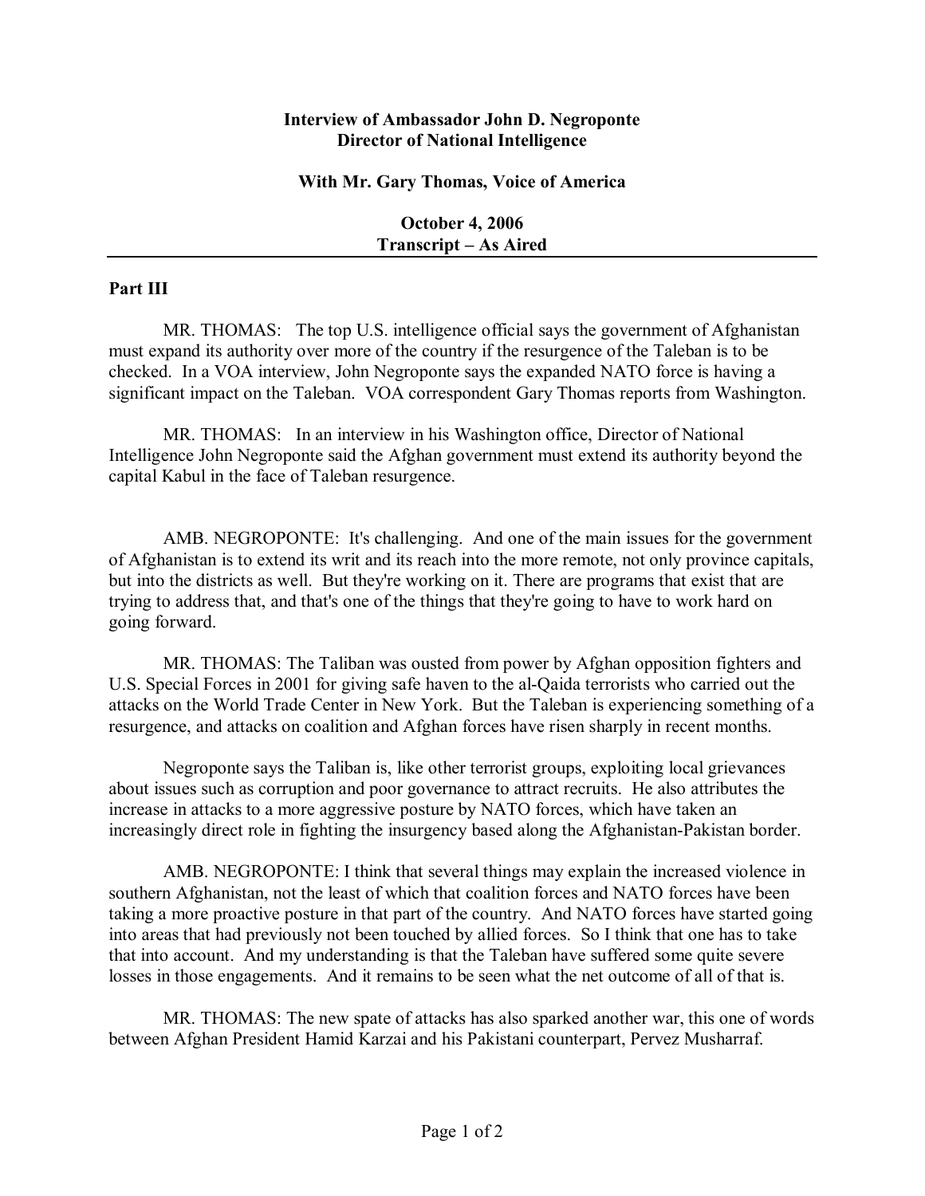**Interview of Ambassador John D. Negroponte**
**Director of National Intelligence**

**With Mr. Gary Thomas, Voice of America**

**October 4, 2006**
**Transcript – As Aired**

---

**Part III**

MR. THOMAS: The top U.S. intelligence official says the government of Afghanistan must expand its authority over more of the country if the resurgence of the Taleban is to be checked. In a VOA interview, John Negroponte says the expanded NATO force is having a significant impact on the Taleban. VOA correspondent Gary Thomas reports from Washington.

MR. THOMAS: In an interview in his Washington office, Director of National Intelligence John Negroponte said the Afghan government must extend its authority beyond the capital Kabul in the face of Taleban resurgence.

AMB. NEGROPONTE: It's challenging. And one of the main issues for the government of Afghanistan is to extend its writ and its reach into the more remote, not only province capitals, but into the districts as well. But they're working on it. There are programs that exist that are trying to address that, and that's one of the things that they're going to have to work hard on going forward.

MR. THOMAS: The Taliban was ousted from power by Afghan opposition fighters and U.S. Special Forces in 2001 for giving safe haven to the al-Qaida terrorists who carried out the attacks on the World Trade Center in New York. But the Taleban is experiencing something of a resurgence, and attacks on coalition and Afghan forces have risen sharply in recent months.

Negroponte says the Taliban is, like other terrorist groups, exploiting local grievances about issues such as corruption and poor governance to attract recruits. He also attributes the increase in attacks to a more aggressive posture by NATO forces, which have taken an increasingly direct role in fighting the insurgency based along the Afghanistan-Pakistan border.

AMB. NEGROPONTE: I think that several things may explain the increased violence in southern Afghanistan, not the least of which that coalition forces and NATO forces have been taking a more proactive posture in that part of the country. And NATO forces have started going into areas that had previously not been touched by allied forces. So I think that one has to take that into account. And my understanding is that the Taleban have suffered some quite severe losses in those engagements. And it remains to be seen what the net outcome of all of that is.

MR. THOMAS: The new spate of attacks has also sparked another war, this one of words between Afghan President Hamid Karzai and his Pakistani counterpart, Pervez Musharraf.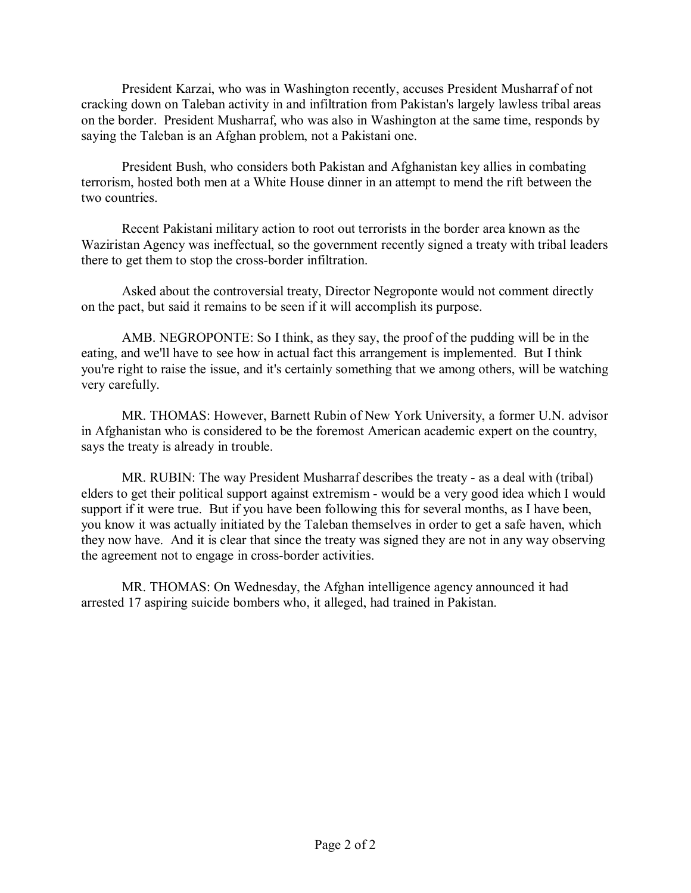President Karzai, who was in Washington recently, accuses President Musharraf of not cracking down on Taleban activity in and infiltration from Pakistan's largely lawless tribal areas on the border. President Musharraf, who was also in Washington at the same time, responds by saying the Taleban is an Afghan problem, not a Pakistani one.

President Bush, who considers both Pakistan and Afghanistan key allies in combating terrorism, hosted both men at a White House dinner in an attempt to mend the rift between the two countries.

Recent Pakistani military action to root out terrorists in the border area known as the Waziristan Agency was ineffectual, so the government recently signed a treaty with tribal leaders there to get them to stop the cross-border infiltration.

Asked about the controversial treaty, Director Negroponte would not comment directly on the pact, but said it remains to be seen if it will accomplish its purpose.

AMB. NEGROPONTE: So I think, as they say, the proof of the pudding will be in the eating, and we'll have to see how in actual fact this arrangement is implemented. But I think you're right to raise the issue, and it's certainly something that we among others, will be watching very carefully.

MR. THOMAS: However, Barnett Rubin of New York University, a former U.N. advisor in Afghanistan who is considered to be the foremost American academic expert on the country, says the treaty is already in trouble.

MR. RUBIN: The way President Musharraf describes the treaty - as a deal with (tribal) elders to get their political support against extremism - would be a very good idea which I would support if it were true. But if you have been following this for several months, as I have been, you know it was actually initiated by the Taleban themselves in order to get a safe haven, which they now have. And it is clear that since the treaty was signed they are not in any way observing the agreement not to engage in cross-border activities.

MR. THOMAS: On Wednesday, the Afghan intelligence agency announced it had arrested 17 aspiring suicide bombers who, it alleged, had trained in Pakistan.